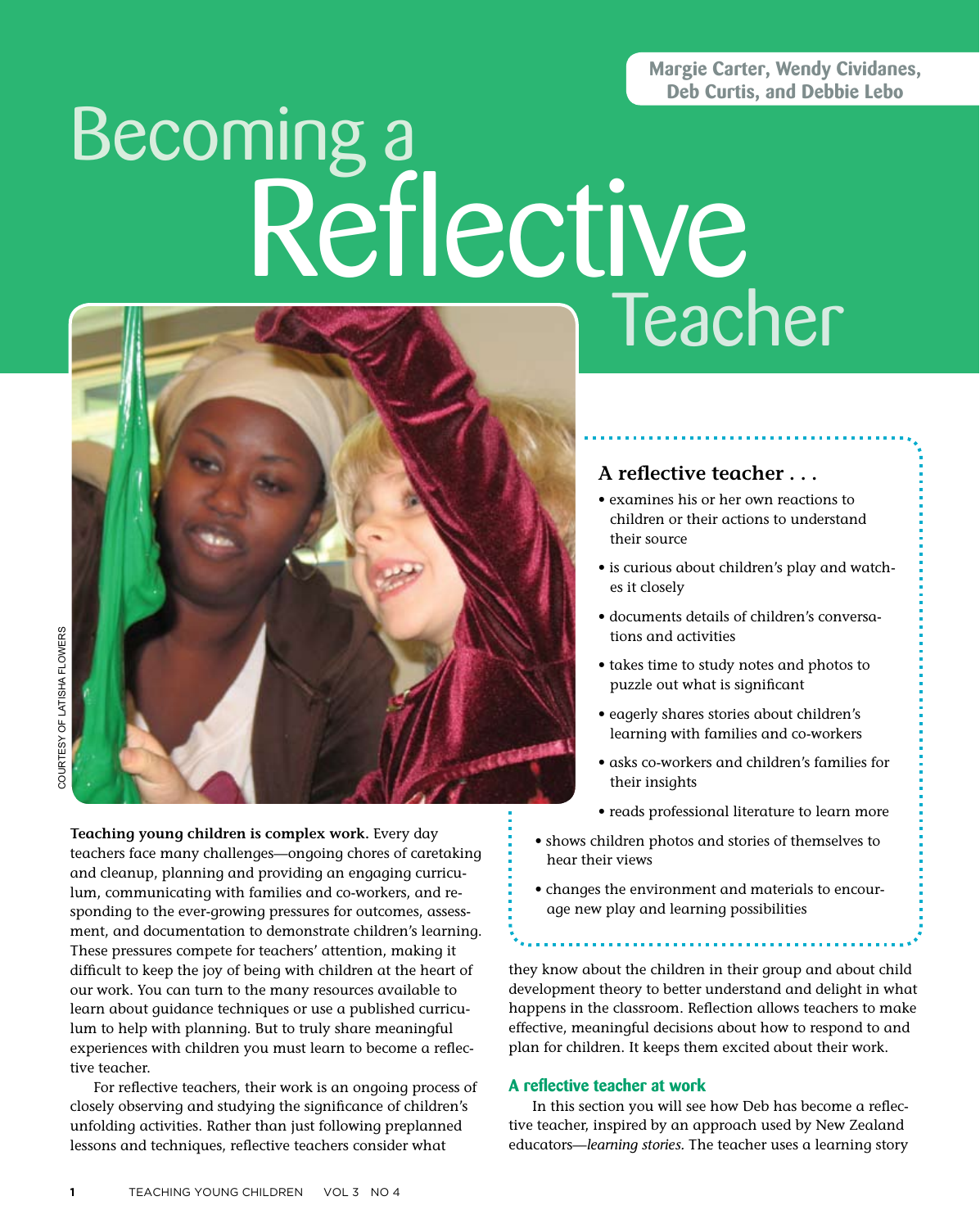Margie Carter, Wendy Cividanes, Deb Curtis, and Debbie Lebo

# Becoming a Reflective Teacher

COURTESY OF LATISHA FLOWERS

### A reflective teacher . . .

- examines his or her own reactions to children or their actions to understand their source
- is curious about children's play and watches it closely
- documents details of children's conversations and activities
- takes time to study notes and photos to puzzle out what is significant
- eagerly shares stories about children's learning with families and co-workers
- asks co-workers and children's families for their insights
- reads professional literature to learn more
- shows children photos and stories of themselves to hear their views
- changes the environment and materials to encourage new play and learning possibilities

**Teaching young children is complex work.** Every day teachers face many challenges—ongoing chores of caretaking and cleanup, planning and providing an engaging curriculum, communicating with families and co-workers, and responding to the ever-growing pressures for outcomes, assessment, and documentation to demonstrate children's learning. These pressures compete for teachers' attention, making it difficult to keep the joy of being with children at the heart of our work. You can turn to the many resources available to learn about guidance techniques or use a published curriculum to help with planning. But to truly share meaningful experiences with children you must learn to become a reflective teacher.

For reflective teachers, their work is an ongoing process of closely observing and studying the significance of children's unfolding activities. Rather than just following preplanned lessons and techniques, reflective teachers consider what they know about the children in their group and about child development theory to better understand and delight in what happens in the classroom. Reflection allows teachers to make effective, meaningful decisions about how to respond to and plan for children. It keeps them excited about their work.

## A reflective teacher at work

In this section you will see how Deb has become a reflective teacher, inspired by an approach used by New Zealand educators—*learning stories.* The teacher uses a learning story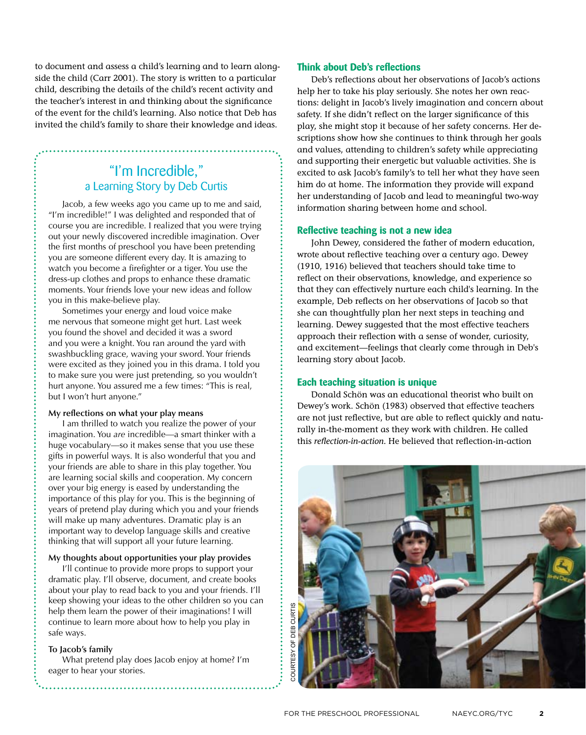to document and assess a child's learning and to learn alongside the child (Carr 2001). The story is written to a particular child, describing the details of the child's recent activity and the teacher's interest in and thinking about the significance of the event for the child's learning. Also notice that Deb has invited the child's family to share their knowledge and ideas.

## "I'm Incredible," a Learning Story by Deb Curtis

Jacob, a few weeks ago you came up to me and said, "I'm incredible!" I was delighted and responded that of course you are incredible. I realized that you were trying out your newly discovered incredible imagination. Over the first months of preschool you have been pretending you are someone different every day. It is amazing to watch you become a firefighter or a tiger. You use the dress-up clothes and props to enhance these dramatic moments. Your friends love your new ideas and follow you in this make-believe play.

Sometimes your energy and loud voice make me nervous that someone might get hurt. Last week you found the shovel and decided it was a sword and you were a knight. You ran around the yard with swashbuckling grace, waving your sword. Your friends were excited as they joined you in this drama. I told you to make sure you were just pretending, so you wouldn't hurt anyone. You assured me a few times: "This is real, but I won't hurt anyone."

**My reflections on what your play means**

I am thrilled to watch you realize the power of your imagination. You *are* incredible—a smart thinker with a huge vocabulary—so it makes sense that you use these gifts in powerful ways. It is also wonderful that you and your friends are able to share in this play together. You are learning social skills and cooperation. My concern over your big energy is eased by understanding the importance of this play for you. This is the beginning of years of pretend play during which you and your friends will make up many adventures. Dramatic play is an important way to develop language skills and creative thinking that will support all your future learning.

**My thoughts about opportunities your play provides**

I'll continue to provide more props to support your dramatic play. I'll observe, document, and create books about your play to read back to you and your friends. I'll keep showing your ideas to the other children so you can help them learn the power of their imaginations! I will continue to learn more about how to help you play in safe ways.

**To Jacob's family**

What pretend play does Jacob enjoy at home? I'm eager to hear your stories.

### Think about Deb's reflections

Deb's reflections about her observations of Jacob's actions help her to take his play seriously. She notes her own reactions: delight in Jacob's lively imagination and concern about safety. If she didn't reflect on the larger significance of this play, she might stop it because of her safety concerns. Her descriptions show how she continues to think through her goals and values, attending to children's safety while appreciating and supporting their energetic but valuable activities. She is excited to ask Jacob's family's to tell her what they have seen him do at home. The information they provide will expand her understanding of Jacob and lead to meaningful two-way information sharing between home and school.

### Reflective teaching is not a new idea

John Dewey, considered the father of modern education, wrote about reflective teaching over a century ago. Dewey (1910, 1916) believed that teachers should take time to reflect on their observations, knowledge, and experience so that they can effectively nurture each child's learning. In the example, Deb reflects on her observations of Jacob so that she can thoughtfully plan her next steps in teaching and learning. Dewey suggested that the most effective teachers approach their reflection with a sense of wonder, curiosity, and excitement—feelings that clearly come through in Deb's learning story about Jacob.

### Each teaching situation is unique

Donald Schön was an educational theorist who built on Dewey's work. Schön (1983) observed that effective teachers are not just reflective, but are able to reflect quickly and naturally in-the-moment as they work with children. He called this *reflection-in-action.* He believed that reflection-in-action

COURTESY OF DEB CURTIS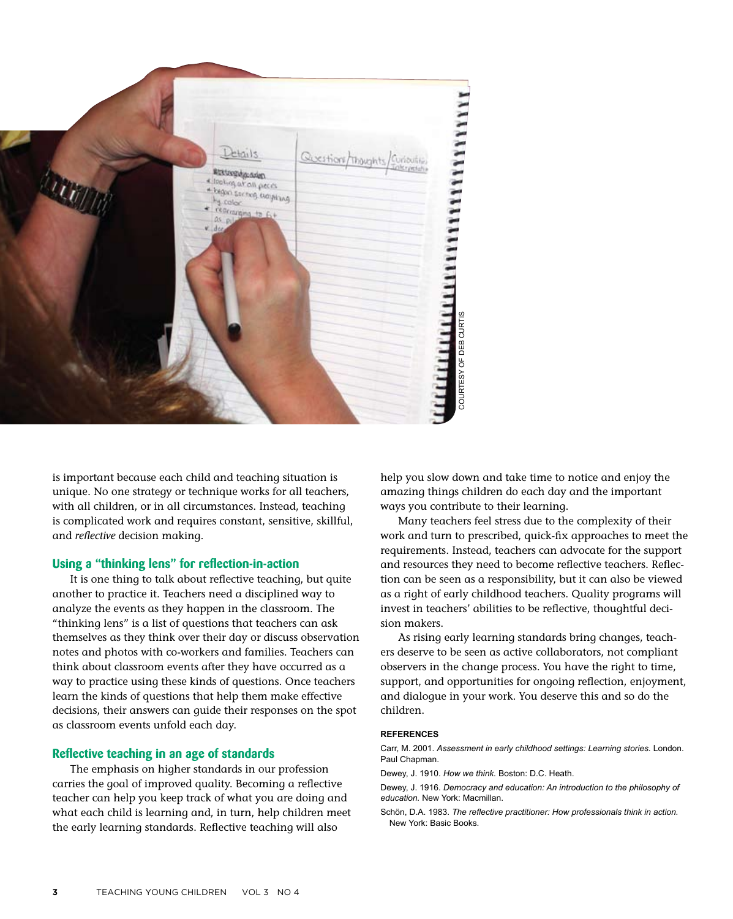COURTESY OF DEB CURTIS

is important because each child and teaching situation is unique. No one strategy or technique works for all teachers, with all children, or in all circumstances. Instead, teaching is complicated work and requires constant, sensitive, skillful, and *reflective* decision making.

### Using a "thinking lens" for reflection-in-action

It is one thing to talk about reflective teaching, but quite another to practice it. Teachers need a disciplined way to analyze the events as they happen in the classroom. The "thinking lens" is a list of questions that teachers can ask themselves as they think over their day or discuss observation notes and photos with co-workers and families. Teachers can think about classroom events after they have occurred as a way to practice using these kinds of questions. Once teachers learn the kinds of questions that help them make effective decisions, their answers can guide their responses on the spot as classroom events unfold each day.

### Reflective teaching in an age of standards

The emphasis on higher standards in our profession carries the goal of improved quality. Becoming a reflective teacher can help you keep track of what you are doing and what each child is learning and, in turn, help children meet the early learning standards. Reflective teaching will also help you slow down and take time to notice and enjoy the amazing things children do each day and the important ways you contribute to their learning.

Many teachers feel stress due to the complexity of their work and turn to prescribed, quick-fix approaches to meet the requirements. Instead, teachers can advocate for the support and resources they need to become reflective teachers. Reflection can be seen as a responsibility, but it can also be viewed as a right of early childhood teachers. Quality programs will invest in teachers' abilities to be reflective, thoughtful decision makers.

As rising early learning standards bring changes, teachers deserve to be seen as active collaborators, not compliant observers in the change process. You have the right to time, support, and opportunities for ongoing reflection, enjoyment, and dialogue in your work. You deserve this and so do the children.

#### REFERENCES

Carr, M. 2001. *Assessment in early childhood settings: Learning stories.* London. Paul Chapman.

Dewey, J. 1910. *How we think.* Boston: D.C. Heath.

Dewey, J. 1916. *Democracy and education: An introduction to the philosophy of education.* New York: Macmillan.

Schön, D.A. 1983. *The reflective practitioner: How professionals think in action.* New York: Basic Books.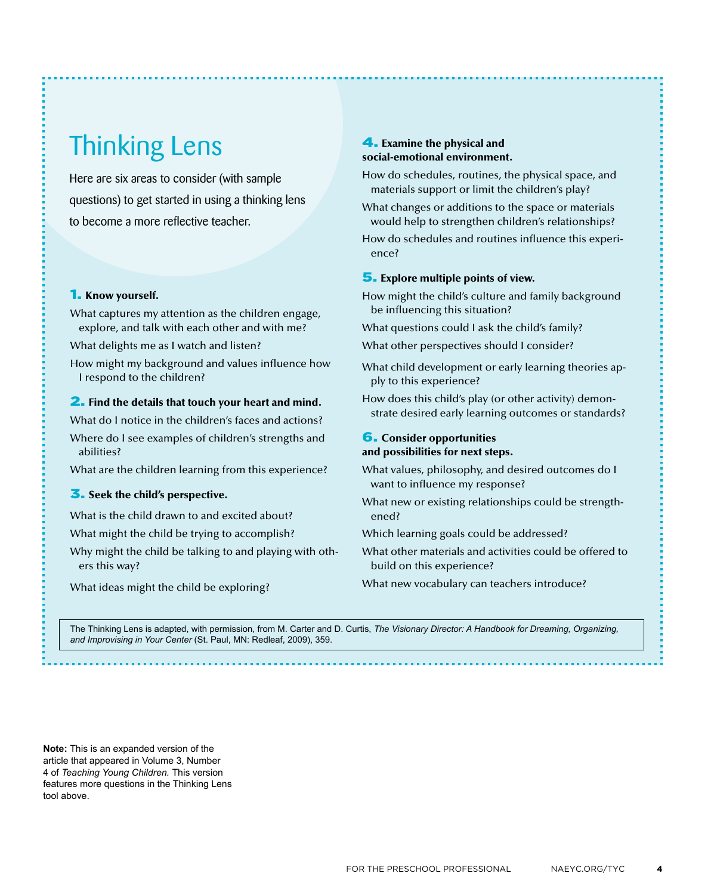# Thinking Lens

Here are six areas to consider (with sample questions) to get started in using a thinking lens to become a more reflective teacher.

**1. Know yourself.**

What captures my attention as the children engage, explore, and talk with each other and with me?

What delights me as I watch and listen?

How might my background and values influence how I respond to the children?

**2. Find the details that touch your heart and mind.**

What do I notice in the children's faces and actions?

Where do I see examples of children's strengths and abilities?

What are the children learning from this experience?

**3. Seek the child's perspective.**

What is the child drawn to and excited about?

What might the child be trying to accomplish?

Why might the child be talking to and playing with others this way?

What ideas might the child be exploring?

**4. Examine the physical and social-emotional environment.**

How do schedules, routines, the physical space, and materials support or limit the children's play?

What changes or additions to the space or materials would help to strengthen children's relationships?

How do schedules and routines influence this experience?

**5. Explore multiple points of view.**

How might the child's culture and family background be influencing this situation?

What questions could I ask the child's family?

What other perspectives should I consider?

What child development or early learning theories apply to this experience?

How does this child's play (or other activity) demonstrate desired early learning outcomes or standards?

**6. Consider opportunities and possibilities for next steps.**

What values, philosophy, and desired outcomes do I want to influence my response?

What new or existing relationships could be strengthened?

Which learning goals could be addressed?

What other materials and activities could be offered to build on this experience?

What new vocabulary can teachers introduce?

The Thinking Lens is adapted, with permission, from M. Carter and D. Curtis, *The Visionary Director: A Handbook for Dreaming, Organizing, and Improvising in Your Center* (St. Paul, MN: Redleaf, 2009), 359.

**Note:** This is an expanded version of the article that appeared in Volume 3, Number 4 of *Teaching Young Children.* This version features more questions in the Thinking Lens tool above.